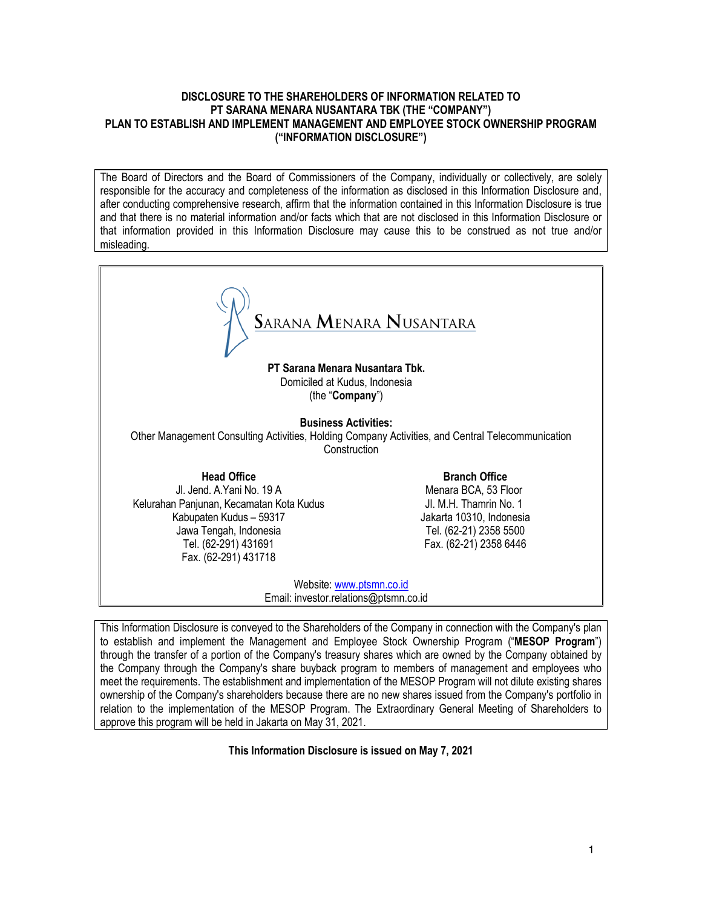# DISCLOSURE TO THE SHAREHOLDERS OF INFORMATION RELATED TO PT SARANA MENARA NUSANTARA TBK (THE "COMPANY") PLAN TO ESTABLISH AND IMPLEMENT MANAGEMENT AND EMPLOYEE STOCK OWNERSHIP PROGRAM ("INFORMATION DISCLOSURE")

The Board of Directors and the Board of Commissioners of the Company, individually or collectively, are solely responsible for the accuracy and completeness of the information as disclosed in this Information Disclosure and, after conducting comprehensive research, affirm that the information contained in this Information Disclosure is true and that there is no material information and/or facts which that are not disclosed in this Information Disclosure or that information provided in this Information Disclosure may cause this to be construed as not true and/or misleading.

SARANA MENARA NUSANTARA

**PT Sarana Menara Nusantara Tbk.**
Domiciled at Kudus, Indonesia
(the "**Company**")

**Business Activities:**
Other Management Consulting Activities, Holding Company Activities, and Central Telecommunication Construction

**Head Office**
Jl. Jend. A.Yani No. 19 A
Kelurahan Panjunan, Kecamatan Kota Kudus
Kabupaten Kudus – 59317
Jawa Tengah, Indonesia
Tel. (62-291) 431691
Fax. (62-291) 431718

**Branch Office**
Menara BCA, 53 Floor
Jl. M.H. Thamrin No. 1
Jakarta 10310, Indonesia
Tel. (62-21) 2358 5500
Fax. (62-21) 2358 6446

Website: www.ptsmn.co.id
Email: investor.relations@ptsmn.co.id

This Information Disclosure is conveyed to the Shareholders of the Company in connection with the Company's plan to establish and implement the Management and Employee Stock Ownership Program ("**MESOP Program**") through the transfer of a portion of the Company's treasury shares which are owned by the Company obtained by the Company through the Company's share buyback program to members of management and employees who meet the requirements. The establishment and implementation of the MESOP Program will not dilute existing shares ownership of the Company's shareholders because there are no new shares issued from the Company's portfolio in relation to the implementation of the MESOP Program. The Extraordinary General Meeting of Shareholders to approve this program will be held in Jakarta on May 31, 2021.

**This Information Disclosure is issued on May 7, 2021**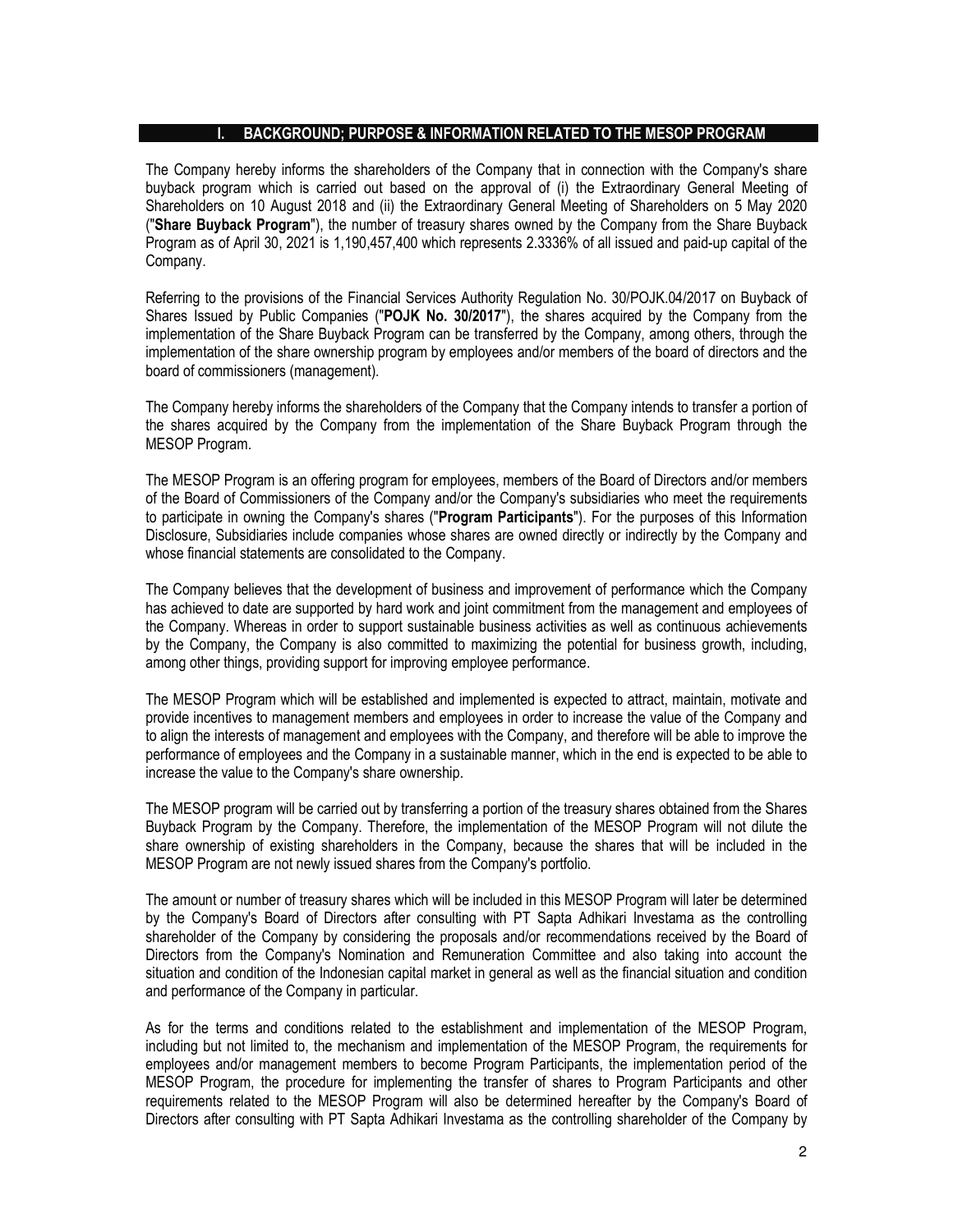## I. BACKGROUND; PURPOSE & INFORMATION RELATED TO THE MESOP PROGRAM

The Company hereby informs the shareholders of the Company that in connection with the Company's share buyback program which is carried out based on the approval of (i) the Extraordinary General Meeting of Shareholders on 10 August 2018 and (ii) the Extraordinary General Meeting of Shareholders on 5 May 2020 ("**Share Buyback Program**"), the number of treasury shares owned by the Company from the Share Buyback Program as of April 30, 2021 is 1,190,457,400 which represents 2.3336% of all issued and paid-up capital of the Company.

Referring to the provisions of the Financial Services Authority Regulation No. 30/POJK.04/2017 on Buyback of Shares Issued by Public Companies ("**POJK No. 30/2017**"), the shares acquired by the Company from the implementation of the Share Buyback Program can be transferred by the Company, among others, through the implementation of the share ownership program by employees and/or members of the board of directors and the board of commissioners (management).

The Company hereby informs the shareholders of the Company that the Company intends to transfer a portion of the shares acquired by the Company from the implementation of the Share Buyback Program through the MESOP Program.

The MESOP Program is an offering program for employees, members of the Board of Directors and/or members of the Board of Commissioners of the Company and/or the Company's subsidiaries who meet the requirements to participate in owning the Company's shares ("**Program Participants**"). For the purposes of this Information Disclosure, Subsidiaries include companies whose shares are owned directly or indirectly by the Company and whose financial statements are consolidated to the Company.

The Company believes that the development of business and improvement of performance which the Company has achieved to date are supported by hard work and joint commitment from the management and employees of the Company. Whereas in order to support sustainable business activities as well as continuous achievements by the Company, the Company is also committed to maximizing the potential for business growth, including, among other things, providing support for improving employee performance.

The MESOP Program which will be established and implemented is expected to attract, maintain, motivate and provide incentives to management members and employees in order to increase the value of the Company and to align the interests of management and employees with the Company, and therefore will be able to improve the performance of employees and the Company in a sustainable manner, which in the end is expected to be able to increase the value to the Company's share ownership.

The MESOP program will be carried out by transferring a portion of the treasury shares obtained from the Shares Buyback Program by the Company. Therefore, the implementation of the MESOP Program will not dilute the share ownership of existing shareholders in the Company, because the shares that will be included in the MESOP Program are not newly issued shares from the Company's portfolio.

The amount or number of treasury shares which will be included in this MESOP Program will later be determined by the Company's Board of Directors after consulting with PT Sapta Adhikari Investama as the controlling shareholder of the Company by considering the proposals and/or recommendations received by the Board of Directors from the Company's Nomination and Remuneration Committee and also taking into account the situation and condition of the Indonesian capital market in general as well as the financial situation and condition and performance of the Company in particular.

As for the terms and conditions related to the establishment and implementation of the MESOP Program, including but not limited to, the mechanism and implementation of the MESOP Program, the requirements for employees and/or management members to become Program Participants, the implementation period of the MESOP Program, the procedure for implementing the transfer of shares to Program Participants and other requirements related to the MESOP Program will also be determined hereafter by the Company's Board of Directors after consulting with PT Sapta Adhikari Investama as the controlling shareholder of the Company by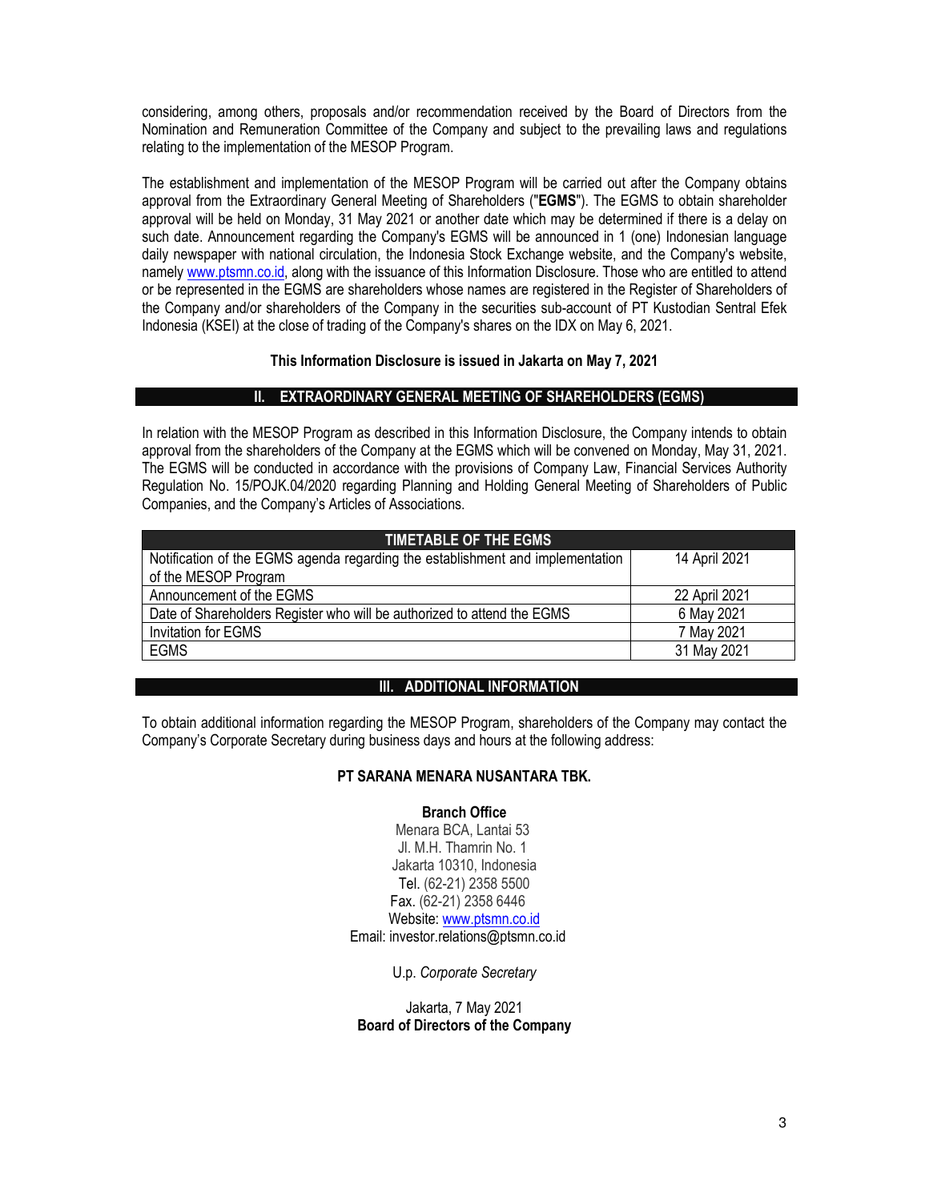considering, among others, proposals and/or recommendation received by the Board of Directors from the Nomination and Remuneration Committee of the Company and subject to the prevailing laws and regulations relating to the implementation of the MESOP Program.

The establishment and implementation of the MESOP Program will be carried out after the Company obtains approval from the Extraordinary General Meeting of Shareholders ("**EGMS**"). The EGMS to obtain shareholder approval will be held on Monday, 31 May 2021 or another date which may be determined if there is a delay on such date. Announcement regarding the Company's EGMS will be announced in 1 (one) Indonesian language daily newspaper with national circulation, the Indonesia Stock Exchange website, and the Company's website, namely www.ptsmn.co.id, along with the issuance of this Information Disclosure. Those who are entitled to attend or be represented in the EGMS are shareholders whose names are registered in the Register of Shareholders of the Company and/or shareholders of the Company in the securities sub-account of PT Kustodian Sentral Efek Indonesia (KSEI) at the close of trading of the Company's shares on the IDX on May 6, 2021.

**This Information Disclosure is issued in Jakarta on May 7, 2021**

## II. EXTRAORDINARY GENERAL MEETING OF SHAREHOLDERS (EGMS)

In relation with the MESOP Program as described in this Information Disclosure, the Company intends to obtain approval from the shareholders of the Company at the EGMS which will be convened on Monday, May 31, 2021. The EGMS will be conducted in accordance with the provisions of Company Law, Financial Services Authority Regulation No. 15/POJK.04/2020 regarding Planning and Holding General Meeting of Shareholders of Public Companies, and the Company's Articles of Associations.

| TIMETABLE OF THE EGMS | |
|---|---|
| Notification of the EGMS agenda regarding the establishment and implementation of the MESOP Program | 14 April 2021 |
| Announcement of the EGMS | 22 April 2021 |
| Date of Shareholders Register who will be authorized to attend the EGMS | 6 May 2021 |
| Invitation for EGMS | 7 May 2021 |
| EGMS | 31 May 2021 |

## III. ADDITIONAL INFORMATION

To obtain additional information regarding the MESOP Program, shareholders of the Company may contact the Company's Corporate Secretary during business days and hours at the following address:

**PT SARANA MENARA NUSANTARA TBK.**

**Branch Office**
Menara BCA, Lantai 53
Jl. M.H. Thamrin No. 1
Jakarta 10310, Indonesia
Tel. (62-21) 2358 5500
Fax. (62-21) 2358 6446
Website: www.ptsmn.co.id
Email: investor.relations@ptsmn.co.id

U.p. *Corporate Secretary*

Jakarta, 7 May 2021
**Board of Directors of the Company**